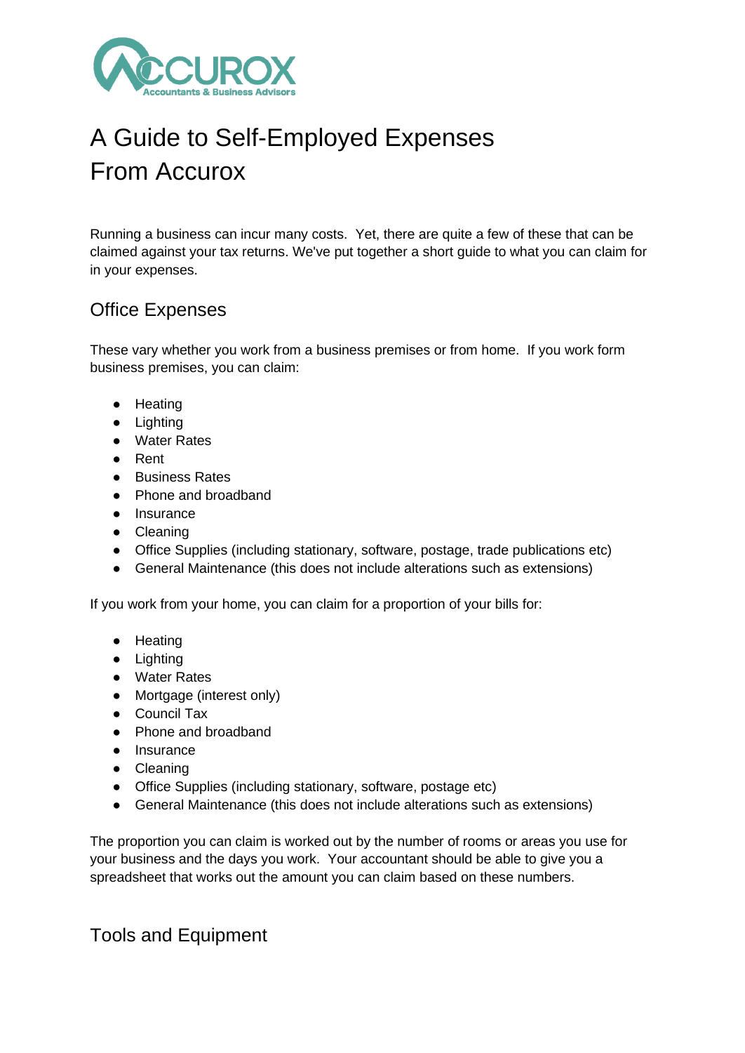# A Guide to Self-Employed Expenses From Accurox

Running a business can incur many costs. Yet, there are quite a few of these that can be claimed against your tax returns. We've put together a short guide to what you can claim for in your expenses.

## Office Expenses

These vary whether you work from a business premises or from home. If you work form business premises, you can claim:

- Heating
- Lighting
- Water Rates
- Rent
- Business Rates
- Phone and broadband
- Insurance
- Cleaning
- Office Supplies (including stationary, software, postage, trade publications etc)
- General Maintenance (this does not include alterations such as extensions)

If you work from your home, you can claim for a proportion of your bills for:

- Heating
- Lighting
- Water Rates
- Mortgage (interest only)
- Council Tax
- Phone and broadband
- Insurance
- Cleaning
- Office Supplies (including stationary, software, postage etc)
- General Maintenance (this does not include alterations such as extensions)

The proportion you can claim is worked out by the number of rooms or areas you use for your business and the days you work. Your accountant should be able to give you a spreadsheet that works out the amount you can claim based on these numbers.

## Tools and Equipment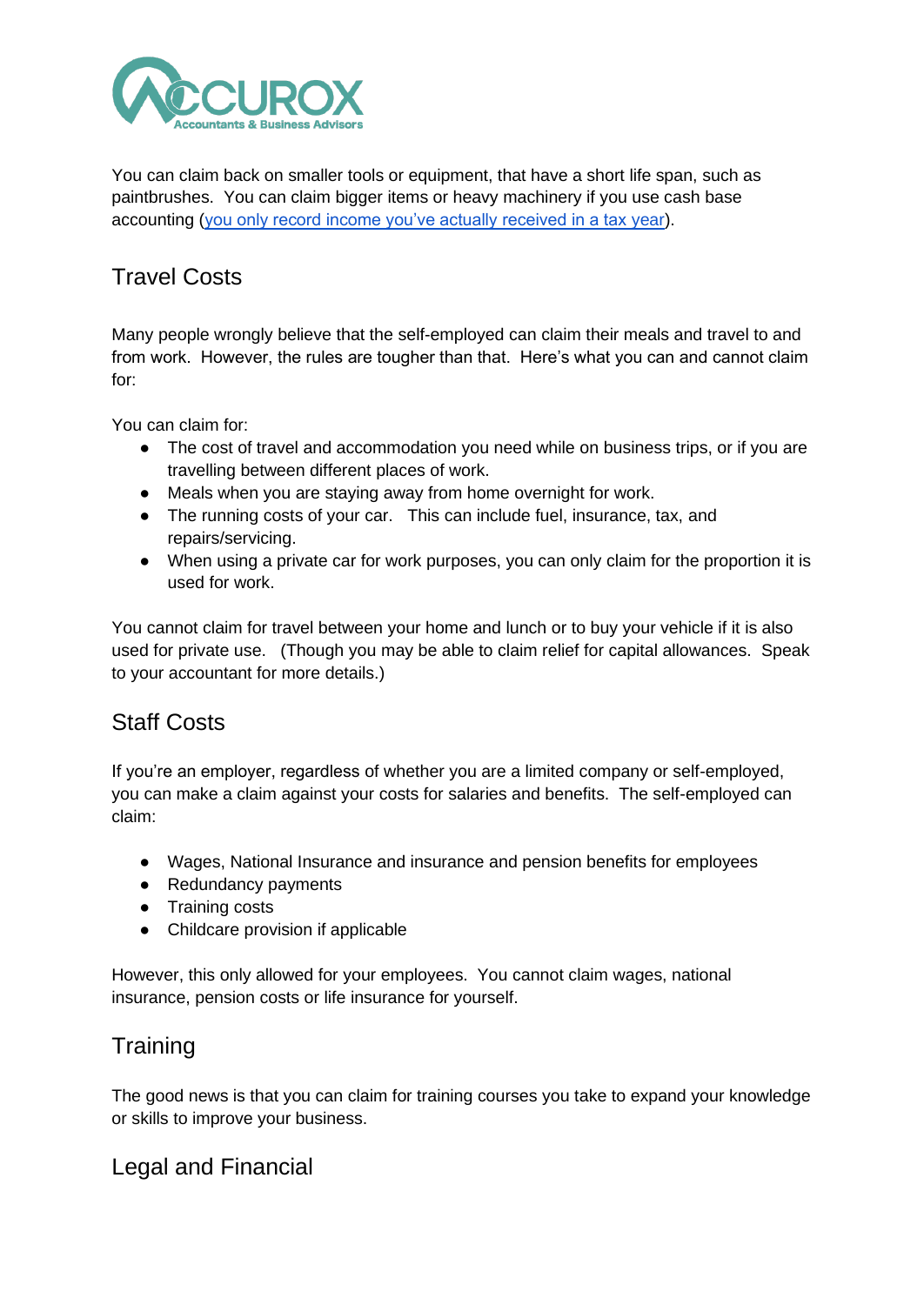You can claim back on smaller tools or equipment, that have a short life span, such as paintbrushes. You can claim bigger items or heavy machinery if you use cash base accounting ([you only record income you've actually received in a tax year]()).

## Travel Costs

Many people wrongly believe that the self-employed can claim their meals and travel to and from work. However, the rules are tougher than that. Here's what you can and cannot claim for:

You can claim for:

- The cost of travel and accommodation you need while on business trips, or if you are travelling between different places of work.
- Meals when you are staying away from home overnight for work.
- The running costs of your car. This can include fuel, insurance, tax, and repairs/servicing.
- When using a private car for work purposes, you can only claim for the proportion it is used for work.

You cannot claim for travel between your home and lunch or to buy your vehicle if it is also used for private use. (Though you may be able to claim relief for capital allowances. Speak to your accountant for more details.)

## Staff Costs

If you're an employer, regardless of whether you are a limited company or self-employed, you can make a claim against your costs for salaries and benefits. The self-employed can claim:

- Wages, National Insurance and insurance and pension benefits for employees
- Redundancy payments
- Training costs
- Childcare provision if applicable

However, this only allowed for your employees. You cannot claim wages, national insurance, pension costs or life insurance for yourself.

## Training

The good news is that you can claim for training courses you take to expand your knowledge or skills to improve your business.

## Legal and Financial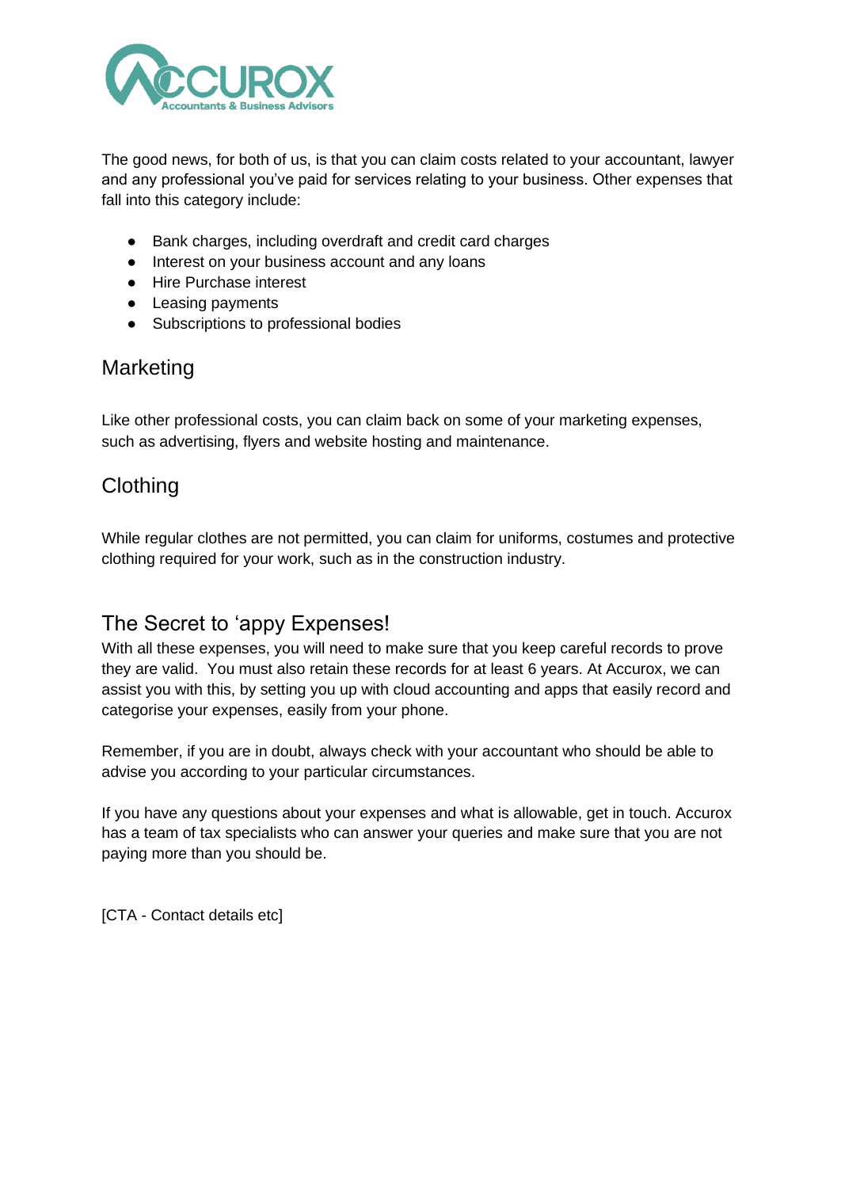The good news, for both of us, is that you can claim costs related to your accountant, lawyer and any professional you've paid for services relating to your business. Other expenses that fall into this category include:

- Bank charges, including overdraft and credit card charges
- Interest on your business account and any loans
- Hire Purchase interest
- Leasing payments
- Subscriptions to professional bodies

## Marketing

Like other professional costs, you can claim back on some of your marketing expenses, such as advertising, flyers and website hosting and maintenance.

## Clothing

While regular clothes are not permitted, you can claim for uniforms, costumes and protective clothing required for your work, such as in the construction industry.

## The Secret to 'appy Expenses!

With all these expenses, you will need to make sure that you keep careful records to prove they are valid. You must also retain these records for at least 6 years. At Accurox, we can assist you with this, by setting you up with cloud accounting and apps that easily record and categorise your expenses, easily from your phone.

Remember, if you are in doubt, always check with your accountant who should be able to advise you according to your particular circumstances.

If you have any questions about your expenses and what is allowable, get in touch. Accurox has a team of tax specialists who can answer your queries and make sure that you are not paying more than you should be.

[CTA - Contact details etc]